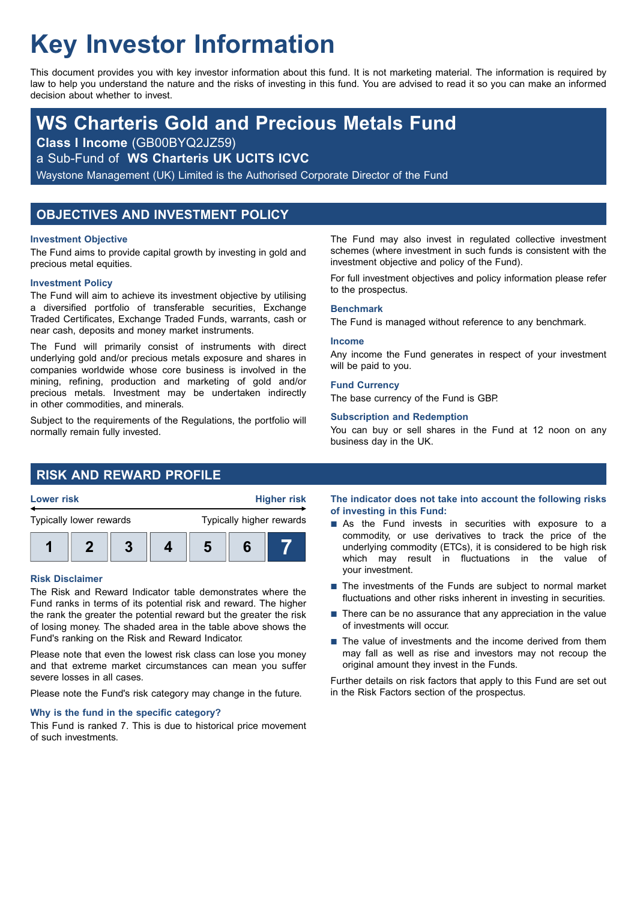# Key Investor Information

This document provides you with key investor information about this fund. It is not marketing material. The information is required by law to help you understand the nature and the risks of investing in this fund. You are advised to read it so you can make an informed decision about whether to invest.

## WS Charteris Gold and Precious Metals Fund

**Class I Income** (GB00BYQ2JZ59)

a Sub-Fund of **WS Charteris UK UCITS ICVC**

Waystone Management (UK) Limited is the Authorised Corporate Director of the Fund

## OBJECTIVES AND INVESTMENT POLICY

### Investment Objective

The Fund aims to provide capital growth by investing in gold and precious metal equities.

### Investment Policy

The Fund will aim to achieve its investment objective by utilising a diversified portfolio of transferable securities, Exchange Traded Certificates, Exchange Traded Funds, warrants, cash or near cash, deposits and money market instruments.

The Fund will primarily consist of instruments with direct underlying gold and/or precious metals exposure and shares in companies worldwide whose core business is involved in the mining, refining, production and marketing of gold and/or precious metals. Investment may be undertaken indirectly in other commodities, and minerals.

Subject to the requirements of the Regulations, the portfolio will normally remain fully invested.

The Fund may also invest in regulated collective investment schemes (where investment in such funds is consistent with the investment objective and policy of the Fund).

For full investment objectives and policy information please refer to the prospectus.

### Benchmark

The Fund is managed without reference to any benchmark.

### Income

Any income the Fund generates in respect of your investment will be paid to you.

### Fund Currency

The base currency of the Fund is GBP.

### Subscription and Redemption

You can buy or sell shares in the Fund at 12 noon on any business day in the UK.

## RISK AND REWARD PROFILE

| Lower risk | | | | | | Higher risk |
|---|---|---|---|---|---|---|
| Typically lower rewards | | | | | | Typically higher rewards |
| 1 | 2 | 3 | 4 | 5 | 6 | **7** |

### Risk Disclaimer

The Risk and Reward Indicator table demonstrates where the Fund ranks in terms of its potential risk and reward. The higher the rank the greater the potential reward but the greater the risk of losing money. The shaded area in the table above shows the Fund's ranking on the Risk and Reward Indicator.

Please note that even the lowest risk class can lose you money and that extreme market circumstances can mean you suffer severe losses in all cases.

Please note the Fund's risk category may change in the future.

### Why is the fund in the specific category?

This Fund is ranked 7. This is due to historical price movement of such investments.

### The indicator does not take into account the following risks of investing in this Fund:

- As the Fund invests in securities with exposure to a commodity, or use derivatives to track the price of the underlying commodity (ETCs), it is considered to be high risk which may result in fluctuations in the value of your investment.
- The investments of the Funds are subject to normal market fluctuations and other risks inherent in investing in securities.
- There can be no assurance that any appreciation in the value of investments will occur.
- The value of investments and the income derived from them may fall as well as rise and investors may not recoup the original amount they invest in the Funds.

Further details on risk factors that apply to this Fund are set out in the Risk Factors section of the prospectus.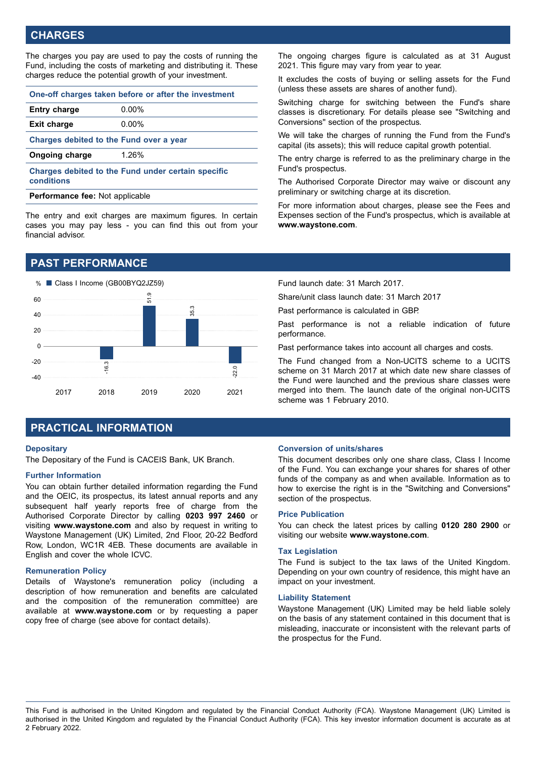## CHARGES

The charges you pay are used to pay the costs of running the Fund, including the costs of marketing and distributing it. These charges reduce the potential growth of your investment.

| One-off charges taken before or after the investment | |
|---|---|
| **Entry charge** | 0.00% |
| **Exit charge** | 0.00% |
| **Charges debited to the Fund over a year** | |
| **Ongoing charge** | 1.26% |
| **Charges debited to the Fund under certain specific conditions** | |
| **Performance fee:** Not applicable | |

The entry and exit charges are maximum figures. In certain cases you may pay less - you can find this out from your financial advisor.

The ongoing charges figure is calculated as at 31 August 2021. This figure may vary from year to year.

It excludes the costs of buying or selling assets for the Fund (unless these assets are shares of another fund).

Switching charge for switching between the Fund's share classes is discretionary. For details please see "Switching and Conversions" section of the prospectus.

We will take the charges of running the Fund from the Fund's capital (its assets); this will reduce capital growth potential.

The entry charge is referred to as the preliminary charge in the Fund's prospectus.

The Authorised Corporate Director may waive or discount any preliminary or switching charge at its discretion.

For more information about charges, please see the Fees and Expenses section of the Fund's prospectus, which is available at **www.waystone.com**.

## PAST PERFORMANCE

% Class I Income (GB00BYQ2JZ59)

60
40
20
0
-20
-40

-16.3
51.9
35.3
-22.0

2017 2018 2019 2020 2021

Fund launch date: 31 March 2017.

Share/unit class launch date: 31 March 2017

Past performance is calculated in GBP.

Past performance is not a reliable indication of future performance.

Past performance takes into account all charges and costs.

The Fund changed from a Non-UCITS scheme to a UCITS scheme on 31 March 2017 at which date new share classes of the Fund were launched and the previous share classes were merged into them. The launch date of the original non-UCITS scheme was 1 February 2010.

## PRACTICAL INFORMATION

### Depositary

The Depositary of the Fund is CACEIS Bank, UK Branch.

### Further Information

You can obtain further detailed information regarding the Fund and the OEIC, its prospectus, its latest annual reports and any subsequent half yearly reports free of charge from the Authorised Corporate Director by calling **0203 997 2460** or visiting **www.waystone.com** and also by request in writing to Waystone Management (UK) Limited, 2nd Floor, 20-22 Bedford Row, London, WC1R 4EB. These documents are available in English and cover the whole ICVC.

### Remuneration Policy

Details of Waystone's remuneration policy (including a description of how remuneration and benefits are calculated and the composition of the remuneration committee) are available at **www.waystone.com** or by requesting a paper copy free of charge (see above for contact details).

### Conversion of units/shares

This document describes only one share class, Class I Income of the Fund. You can exchange your shares for shares of other funds of the company as and when available. Information as to how to exercise the right is in the "Switching and Conversions" section of the prospectus.

### Price Publication

You can check the latest prices by calling **0120 280 2900** or visiting our website **www.waystone.com**.

### Tax Legislation

The Fund is subject to the tax laws of the United Kingdom. Depending on your own country of residence, this might have an impact on your investment.

### Liability Statement

Waystone Management (UK) Limited may be held liable solely on the basis of any statement contained in this document that is misleading, inaccurate or inconsistent with the relevant parts of the prospectus for the Fund.

This Fund is authorised in the United Kingdom and regulated by the Financial Conduct Authority (FCA). Waystone Management (UK) Limited is authorised in the United Kingdom and regulated by the Financial Conduct Authority (FCA). This key investor information document is accurate as at 2 February 2022.